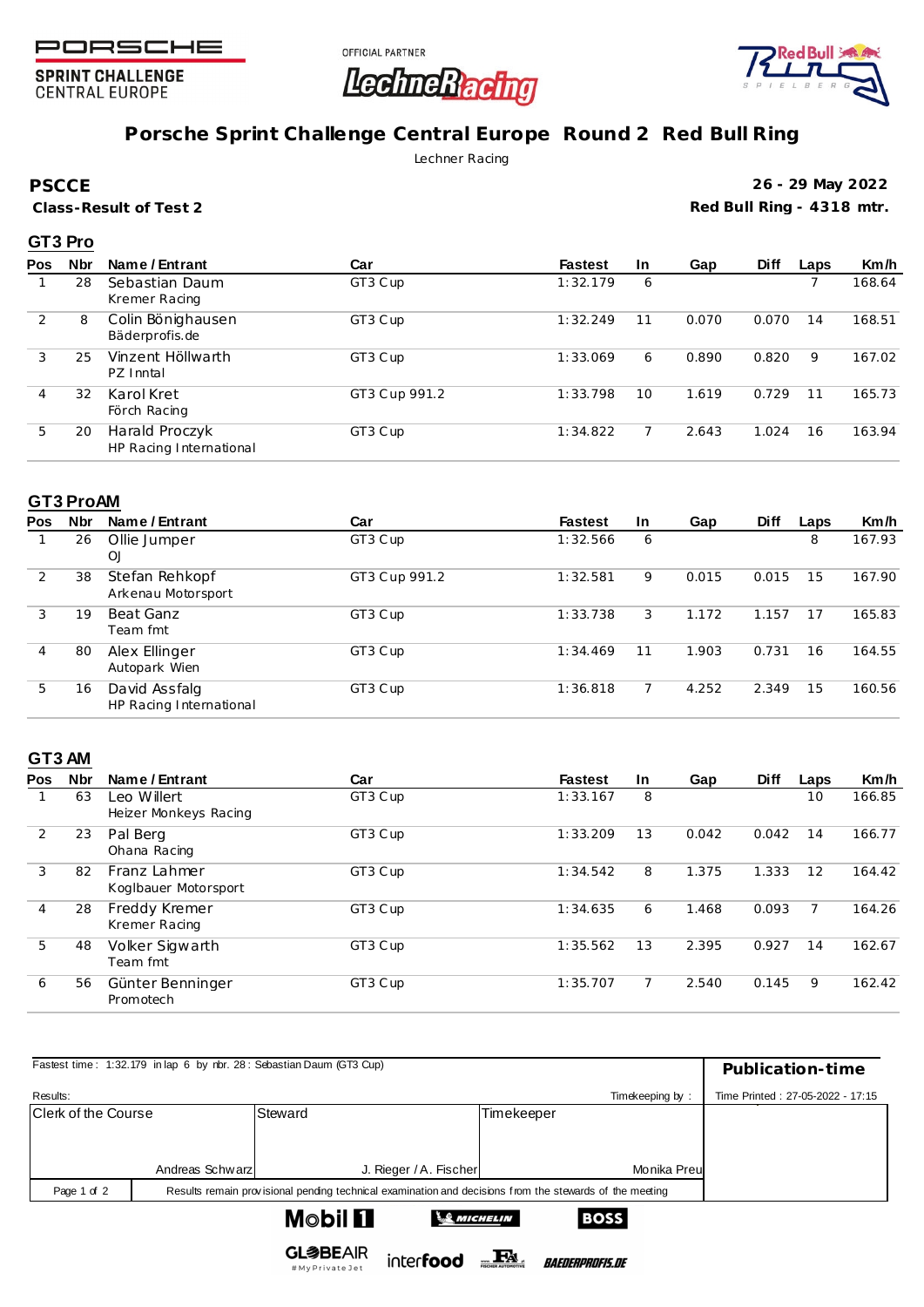PORSCHE

SPRINT CHALLENGE CENTRAL EUROPE

OFFICIAL PARTNER LechneRacing

Red Bull Ring SPIELBERG

# Porsche Sprint Challenge Central Europe Round 2 Red Bull Ring

Lechner Racing

**PSCCE**

**Class-Result of Test 2**

**26 - 29 May 2022**

**Red Bull Ring - 4318 mtr.**

## GT3 Pro

| Pos | Nbr | Name / Entrant | Car | Fastest | In | Gap | Diff | Laps | Km/h |
|---|---|---|---|---|---|---|---|---|---|
| 1 | 28 | Sebastian Daum<br>Kremer Racing | GT3 Cup | 1:32.179 | 6 | | | 7 | 168.64 |
| 2 | 8 | Colin Bönighausen<br>Bäderprofis.de | GT3 Cup | 1:32.249 | 11 | 0.070 | 0.070 | 14 | 168.51 |
| 3 | 25 | Vinzent Höllwarth<br>PZ Inntal | GT3 Cup | 1:33.069 | 6 | 0.890 | 0.820 | 9 | 167.02 |
| 4 | 32 | Karol Kret<br>Förch Racing | GT3 Cup 991.2 | 1:33.798 | 10 | 1.619 | 0.729 | 11 | 165.73 |
| 5 | 20 | Harald Proczyk<br>HP Racing International | GT3 Cup | 1:34.822 | 7 | 2.643 | 1.024 | 16 | 163.94 |

## GT3 ProAM

| Pos | Nbr | Name / Entrant | Car | Fastest | In | Gap | Diff | Laps | Km/h |
|---|---|---|---|---|---|---|---|---|---|
| 1 | 26 | Ollie Jumper<br>OJ | GT3 Cup | 1:32.566 | 6 | | | 8 | 167.93 |
| 2 | 38 | Stefan Rehkopf<br>Arkenau Motorsport | GT3 Cup 991.2 | 1:32.581 | 9 | 0.015 | 0.015 | 15 | 167.90 |
| 3 | 19 | Beat Ganz<br>Team fmt | GT3 Cup | 1:33.738 | 3 | 1.172 | 1.157 | 17 | 165.83 |
| 4 | 80 | Alex Ellinger<br>Autopark Wien | GT3 Cup | 1:34.469 | 11 | 1.903 | 0.731 | 16 | 164.55 |
| 5 | 16 | David Assfalg<br>HP Racing International | GT3 Cup | 1:36.818 | 7 | 4.252 | 2.349 | 15 | 160.56 |

## GT3 AM

| Pos | Nbr | Name / Entrant | Car | Fastest | In | Gap | Diff | Laps | Km/h |
|---|---|---|---|---|---|---|---|---|---|
| 1 | 63 | Leo Willert<br>Heizer Monkeys Racing | GT3 Cup | 1:33.167 | 8 | | | 10 | 166.85 |
| 2 | 23 | Pal Berg<br>Ohana Racing | GT3 Cup | 1:33.209 | 13 | 0.042 | 0.042 | 14 | 166.77 |
| 3 | 82 | Franz Lahmer<br>Koglbauer Motorsport | GT3 Cup | 1:34.542 | 8 | 1.375 | 1.333 | 12 | 164.42 |
| 4 | 28 | Freddy Kremer<br>Kremer Racing | GT3 Cup | 1:34.635 | 6 | 1.468 | 0.093 | 7 | 164.26 |
| 5 | 48 | Volker Sigwarth<br>Team fmt | GT3 Cup | 1:35.562 | 13 | 2.395 | 0.927 | 14 | 162.67 |
| 6 | 56 | Günter Benninger<br>Promotech | GT3 Cup | 1:35.707 | 7 | 2.540 | 0.145 | 9 | 162.42 |

Fastest time : 1:32.179 in lap 6 by nbr. 28 : Sebastian Daum (GT3 Cup)

**Publication-time**

Results:

Timekeeping by :

Time Printed : 27-05-2022 - 17:15

| Clerk of the Course | Steward | Timekeeper |
|---|---|---|
| Andreas Schwarz | J. Rieger / A. Fischer | Monika Preu |

Results remain provisional pending technical examination and decisions from the stewards of the meeting

Mobil 1 MICHELIN BOSS GLOBEAIR #MyPrivateJet interfood FA BAEDERPROFIS.DE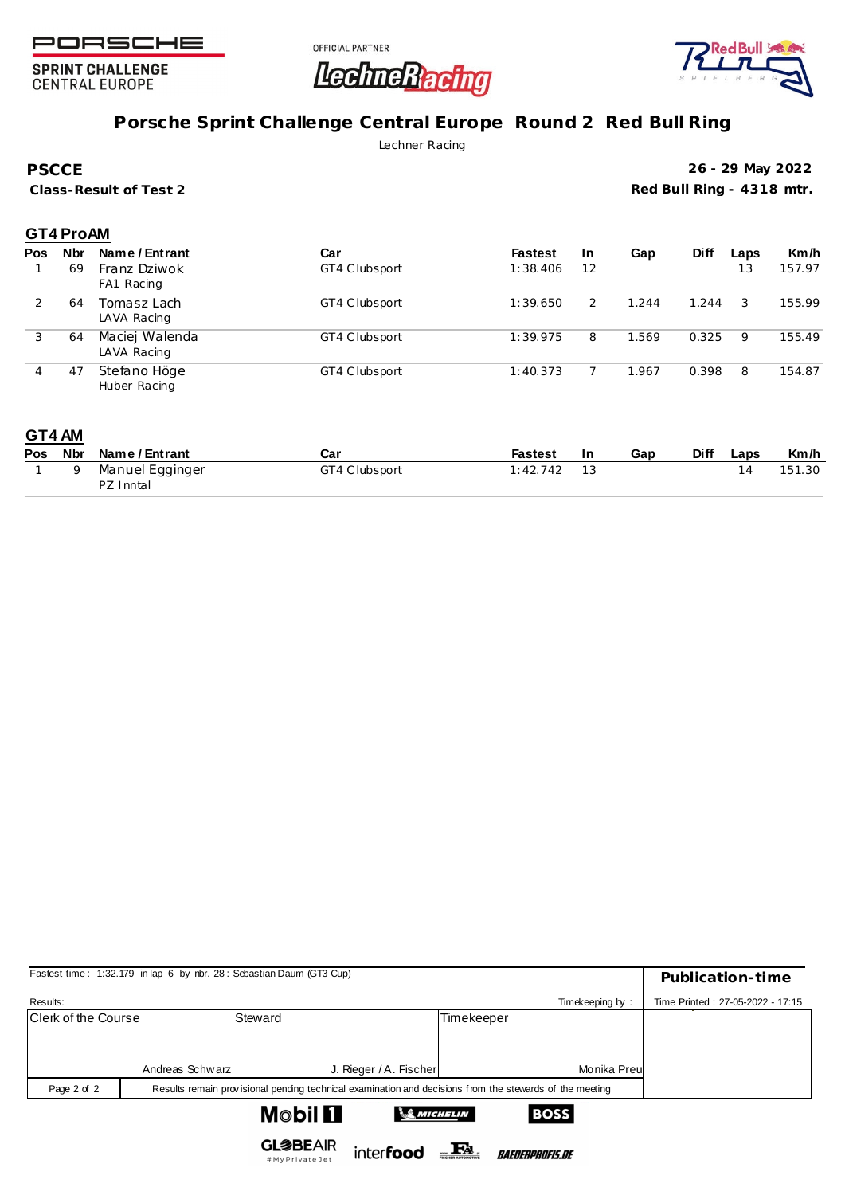# Porsche Sprint Challenge Central Europe Round 2 Red Bull Ring

Lechner Racing

**PSCCE**

**Class-Result of Test 2**

**26 - 29 May 2022**

**Red Bull Ring - 4318 mtr.**

## GT4 ProAM

| Pos | Nbr | Name / Entrant | Car | Fastest | In | Gap | Diff | Laps | Km/h |
|---|---|---|---|---|---|---|---|---|---|
| 1 | 69 | Franz Dziwok<br>FA1 Racing | GT4 Clubsport | 1:38.406 | 12 | | | 13 | 157.97 |
| 2 | 64 | Tomasz Lach<br>LAVA Racing | GT4 Clubsport | 1:39.650 | 2 | 1.244 | 1.244 | 3 | 155.99 |
| 3 | 64 | Maciej Walenda<br>LAVA Racing | GT4 Clubsport | 1:39.975 | 8 | 1.569 | 0.325 | 9 | 155.49 |
| 4 | 47 | Stefano Höge<br>Huber Racing | GT4 Clubsport | 1:40.373 | 7 | 1.967 | 0.398 | 8 | 154.87 |

## GT4 AM

| Pos | Nbr | Name / Entrant | Car | Fastest | In | Gap | Diff | Laps | Km/h |
|---|---|---|---|---|---|---|---|---|---|
| 1 | 9 | Manuel Egginger<br>PZ Inntal | GT4 Clubsport | 1:42.742 | 13 | | | 14 | 151.30 |

Fastest time : 1:32.179 in lap 6 by nbr. 28 : Sebastian Daum (GT3 Cup)

**Publication-time**

Results:

Timekeeping by :

Time Printed : 27-05-2022 - 17:15

| Clerk of the Course | Steward | Timekeeper |
|---|---|---|
| Andreas Schwarz | J. Rieger / A. Fischer | Monika Preu |

Results remain provisional pending technical examination and decisions from the stewards of the meeting